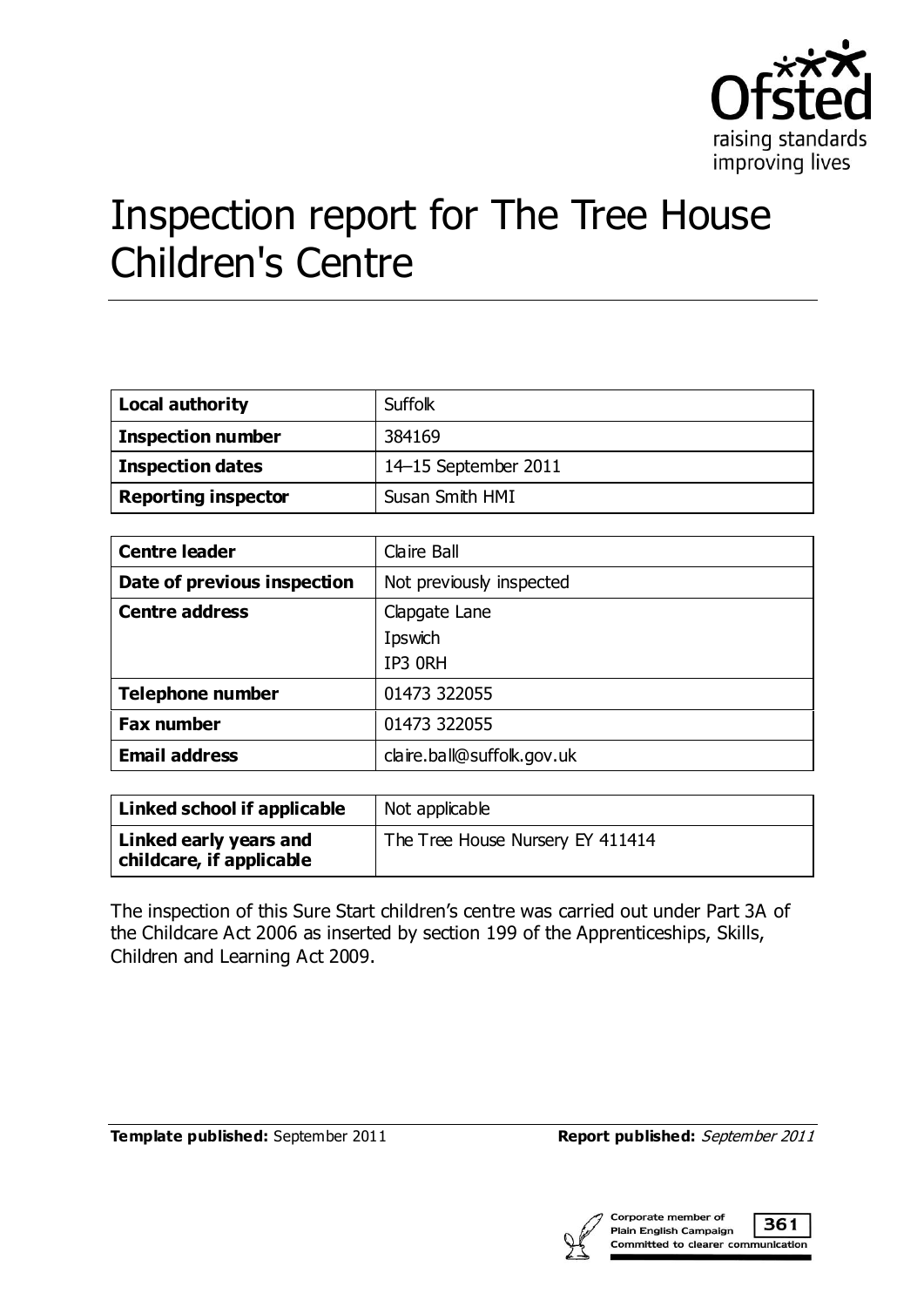Ofsted
raising standards
improving lives

# Inspection report for The Tree House Children's Centre

| Local authority | Suffolk |
|---|---|
| Inspection number | 384169 |
| Inspection dates | 14–15 September 2011 |
| Reporting inspector | Susan Smith HMI |

| Centre leader | Claire Ball |
|---|---|
| Date of previous inspection | Not previously inspected |
| Centre address | Clapgate Lane<br>Ipswich<br>IP3 0RH |
| Telephone number | 01473 322055 |
| Fax number | 01473 322055 |
| Email address | claire.ball@suffolk.gov.uk |

| Linked school if applicable | Not applicable |
|---|---|
| Linked early years and childcare, if applicable | The Tree House Nursery EY 411414 |

The inspection of this Sure Start children's centre was carried out under Part 3A of the Childcare Act 2006 as inserted by section 199 of the Apprenticeships, Skills, Children and Learning Act 2009.

**Template published:** September 2011 **Report published:** *September 2011*

Corporate member of Plain English Campaign 361 Committed to clearer communication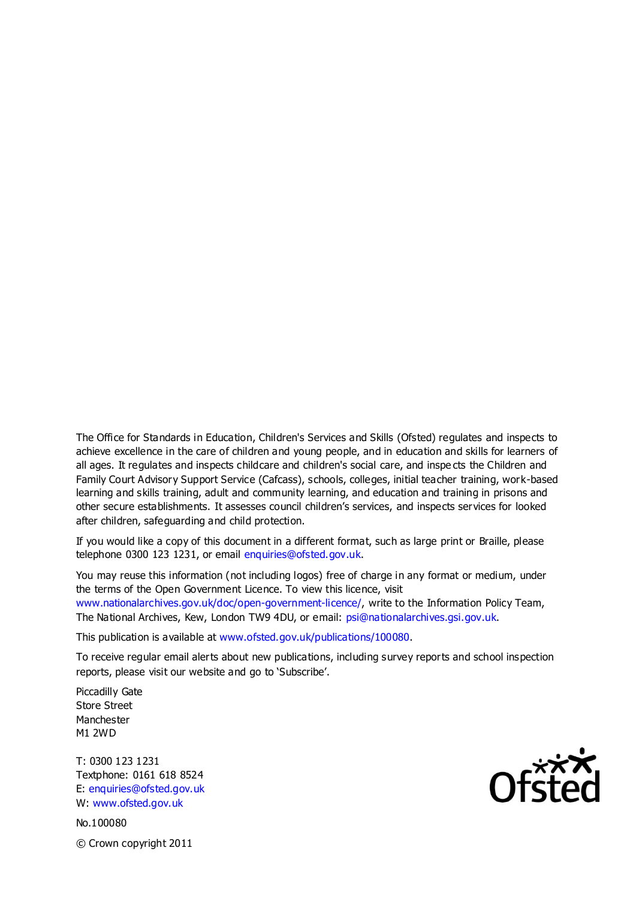The Office for Standards in Education, Children's Services and Skills (Ofsted) regulates and inspects to achieve excellence in the care of children and young people, and in education and skills for learners of all ages. It regulates and inspects childcare and children's social care, and inspects the Children and Family Court Advisory Support Service (Cafcass), schools, colleges, initial teacher training, work-based learning and skills training, adult and community learning, and education and training in prisons and other secure establishments. It assesses council children's services, and inspects services for looked after children, safeguarding and child protection.

If you would like a copy of this document in a different format, such as large print or Braille, please telephone 0300 123 1231, or email enquiries@ofsted.gov.uk.

You may reuse this information (not including logos) free of charge in any format or medium, under the terms of the Open Government Licence. To view this licence, visit www.nationalarchives.gov.uk/doc/open-government-licence/, write to the Information Policy Team, The National Archives, Kew, London TW9 4DU, or email: psi@nationalarchives.gsi.gov.uk.

This publication is available at www.ofsted.gov.uk/publications/100080.

To receive regular email alerts about new publications, including survey reports and school inspection reports, please visit our website and go to 'Subscribe'.

Piccadilly Gate
Store Street
Manchester
M1 2WD

T: 0300 123 1231
Textphone: 0161 618 8524
E: enquiries@ofsted.gov.uk
W: www.ofsted.gov.uk

No.100080

© Crown copyright 2011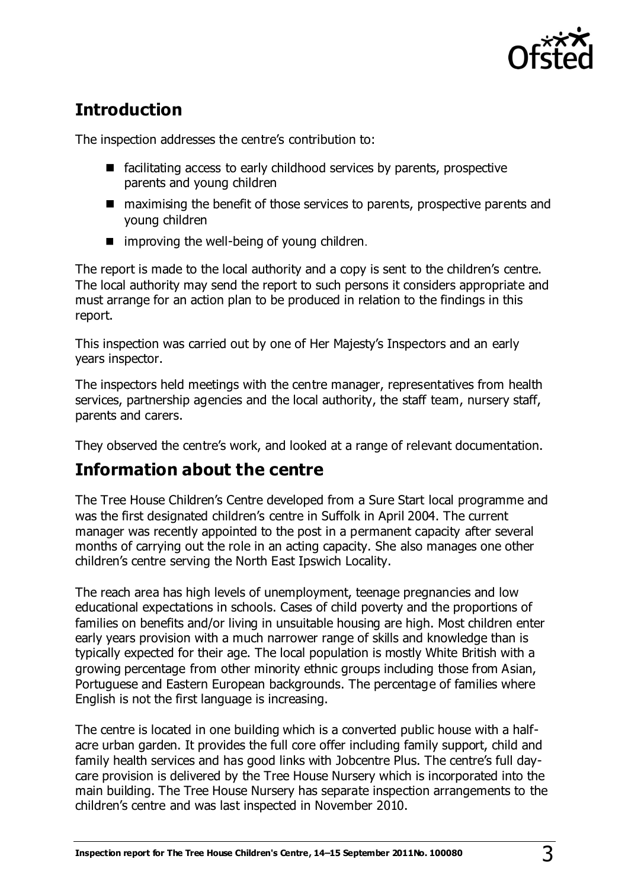## Introduction

The inspection addresses the centre's contribution to:

- facilitating access to early childhood services by parents, prospective parents and young children
- maximising the benefit of those services to parents, prospective parents and young children
- improving the well-being of young children.

The report is made to the local authority and a copy is sent to the children's centre. The local authority may send the report to such persons it considers appropriate and must arrange for an action plan to be produced in relation to the findings in this report.

This inspection was carried out by one of Her Majesty's Inspectors and an early years inspector.

The inspectors held meetings with the centre manager, representatives from health services, partnership agencies and the local authority, the staff team, nursery staff, parents and carers.

They observed the centre's work, and looked at a range of relevant documentation.

## Information about the centre

The Tree House Children's Centre developed from a Sure Start local programme and was the first designated children's centre in Suffolk in April 2004. The current manager was recently appointed to the post in a permanent capacity after several months of carrying out the role in an acting capacity. She also manages one other children's centre serving the North East Ipswich Locality.

The reach area has high levels of unemployment, teenage pregnancies and low educational expectations in schools. Cases of child poverty and the proportions of families on benefits and/or living in unsuitable housing are high. Most children enter early years provision with a much narrower range of skills and knowledge than is typically expected for their age. The local population is mostly White British with a growing percentage from other minority ethnic groups including those from Asian, Portuguese and Eastern European backgrounds. The percentage of families where English is not the first language is increasing.

The centre is located in one building which is a converted public house with a half-acre urban garden. It provides the full core offer including family support, child and family health services and has good links with Jobcentre Plus. The centre's full day-care provision is delivered by the Tree House Nursery which is incorporated into the main building. The Tree House Nursery has separate inspection arrangements to the children's centre and was last inspected in November 2010.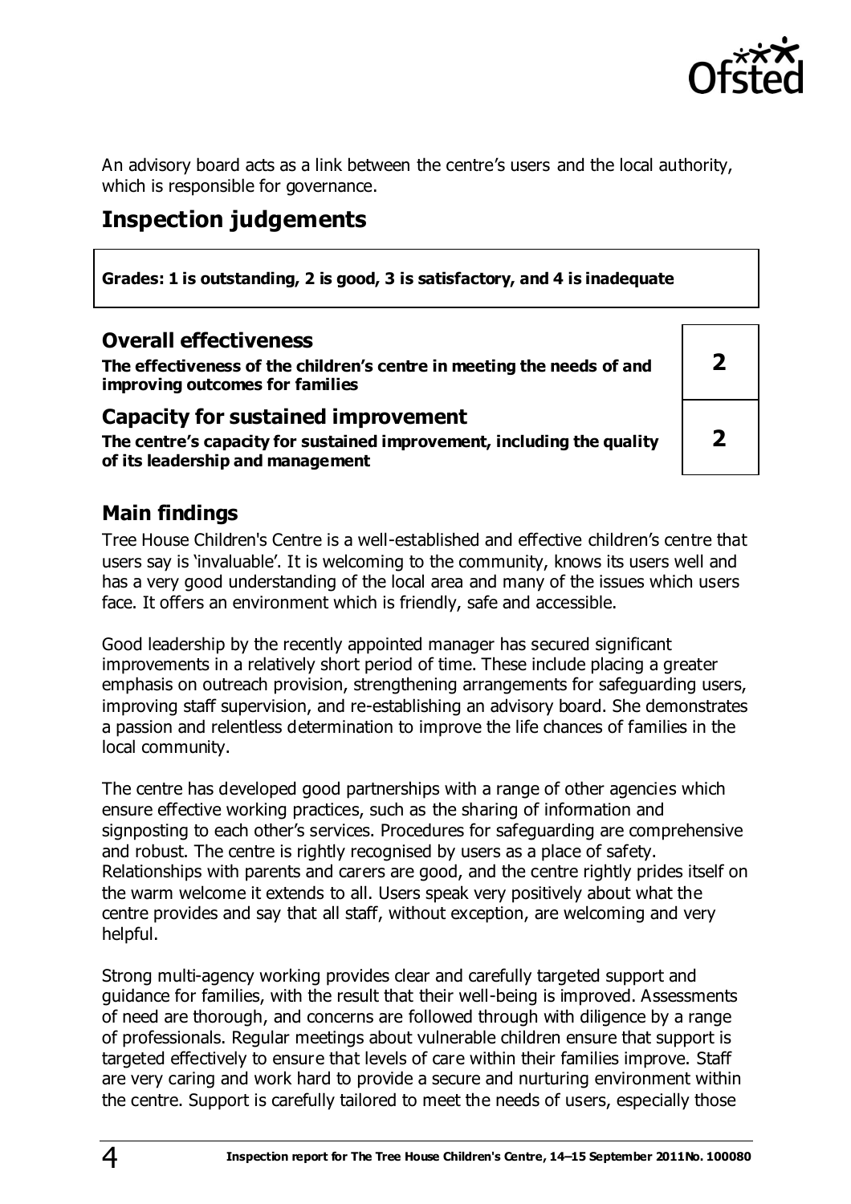An advisory board acts as a link between the centre's users and the local authority, which is responsible for governance.

# Inspection judgements

**Grades: 1 is outstanding, 2 is good, 3 is satisfactory, and 4 is inadequate**

| | |
|---|---|
| **Overall effectiveness**<br>**The effectiveness of the children's centre in meeting the needs of and improving outcomes for families** | **2** |
| **Capacity for sustained improvement**<br>**The centre's capacity for sustained improvement, including the quality of its leadership and management** | **2** |

## Main findings

Tree House Children's Centre is a well-established and effective children's centre that users say is 'invaluable'. It is welcoming to the community, knows its users well and has a very good understanding of the local area and many of the issues which users face. It offers an environment which is friendly, safe and accessible.

Good leadership by the recently appointed manager has secured significant improvements in a relatively short period of time. These include placing a greater emphasis on outreach provision, strengthening arrangements for safeguarding users, improving staff supervision, and re-establishing an advisory board. She demonstrates a passion and relentless determination to improve the life chances of families in the local community.

The centre has developed good partnerships with a range of other agencies which ensure effective working practices, such as the sharing of information and signposting to each other's services. Procedures for safeguarding are comprehensive and robust. The centre is rightly recognised by users as a place of safety. Relationships with parents and carers are good, and the centre rightly prides itself on the warm welcome it extends to all. Users speak very positively about what the centre provides and say that all staff, without exception, are welcoming and very helpful.

Strong multi-agency working provides clear and carefully targeted support and guidance for families, with the result that their well-being is improved. Assessments of need are thorough, and concerns are followed through with diligence by a range of professionals. Regular meetings about vulnerable children ensure that support is targeted effectively to ensure that levels of care within their families improve. Staff are very caring and work hard to provide a secure and nurturing environment within the centre. Support is carefully tailored to meet the needs of users, especially those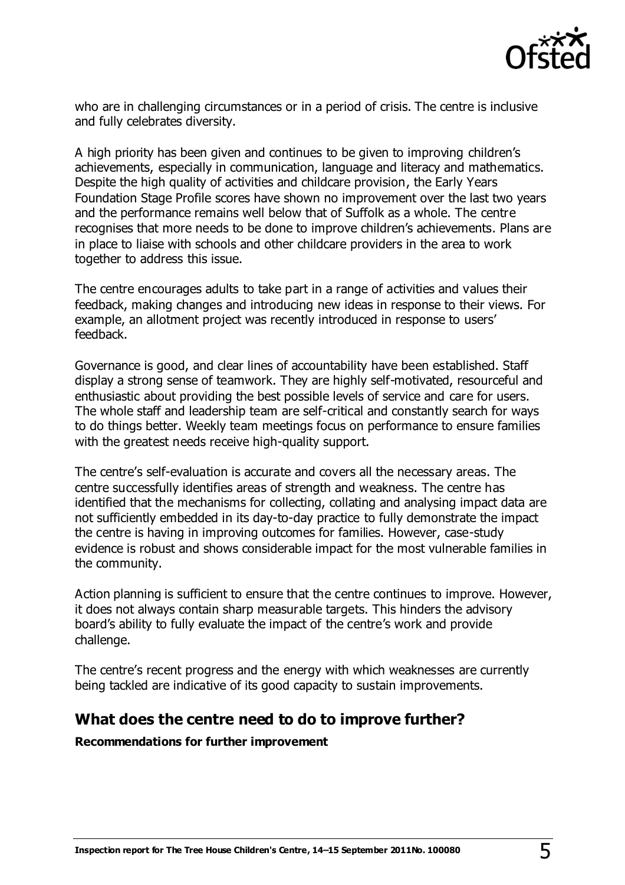who are in challenging circumstances or in a period of crisis. The centre is inclusive and fully celebrates diversity.

A high priority has been given and continues to be given to improving children's achievements, especially in communication, language and literacy and mathematics. Despite the high quality of activities and childcare provision, the Early Years Foundation Stage Profile scores have shown no improvement over the last two years and the performance remains well below that of Suffolk as a whole. The centre recognises that more needs to be done to improve children's achievements. Plans are in place to liaise with schools and other childcare providers in the area to work together to address this issue.

The centre encourages adults to take part in a range of activities and values their feedback, making changes and introducing new ideas in response to their views. For example, an allotment project was recently introduced in response to users' feedback.

Governance is good, and clear lines of accountability have been established. Staff display a strong sense of teamwork. They are highly self-motivated, resourceful and enthusiastic about providing the best possible levels of service and care for users. The whole staff and leadership team are self-critical and constantly search for ways to do things better. Weekly team meetings focus on performance to ensure families with the greatest needs receive high-quality support.

The centre's self-evaluation is accurate and covers all the necessary areas. The centre successfully identifies areas of strength and weakness. The centre has identified that the mechanisms for collecting, collating and analysing impact data are not sufficiently embedded in its day-to-day practice to fully demonstrate the impact the centre is having in improving outcomes for families. However, case-study evidence is robust and shows considerable impact for the most vulnerable families in the community.

Action planning is sufficient to ensure that the centre continues to improve. However, it does not always contain sharp measurable targets. This hinders the advisory board's ability to fully evaluate the impact of the centre's work and provide challenge.

The centre's recent progress and the energy with which weaknesses are currently being tackled are indicative of its good capacity to sustain improvements.

## What does the centre need to do to improve further?

**Recommendations for further improvement**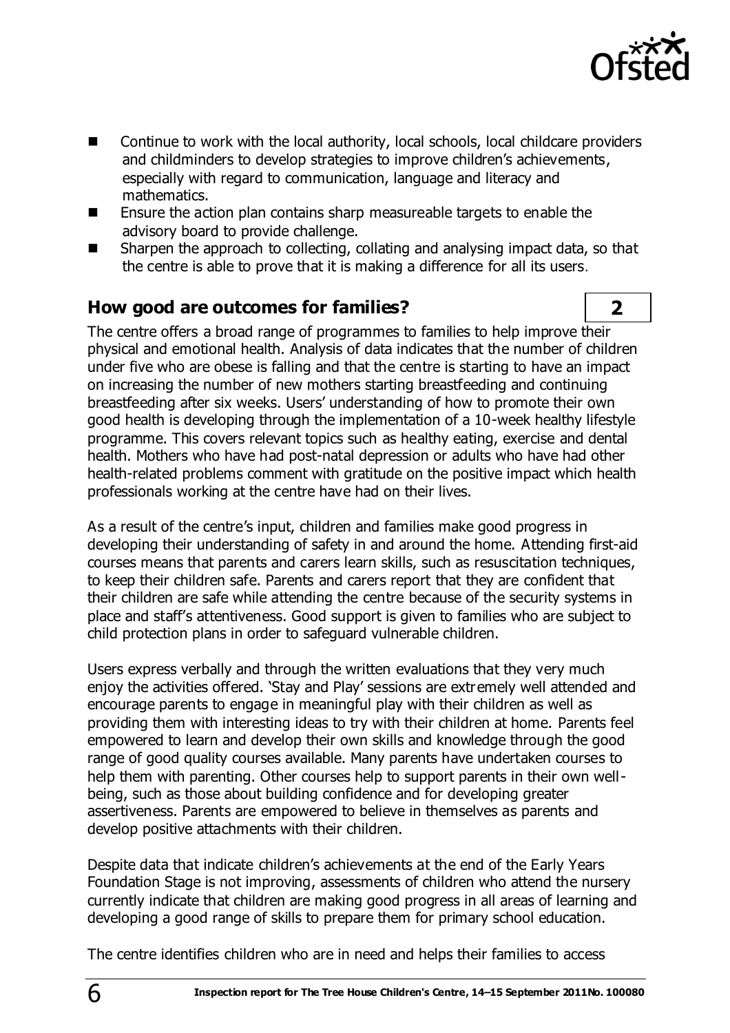- Continue to work with the local authority, local schools, local childcare providers and childminders to develop strategies to improve children's achievements, especially with regard to communication, language and literacy and mathematics.
- Ensure the action plan contains sharp measureable targets to enable the advisory board to provide challenge.
- Sharpen the approach to collecting, collating and analysing impact data, so that the centre is able to prove that it is making a difference for all its users.

## How good are outcomes for families? — 2

The centre offers a broad range of programmes to families to help improve their physical and emotional health. Analysis of data indicates that the number of children under five who are obese is falling and that the centre is starting to have an impact on increasing the number of new mothers starting breastfeeding and continuing breastfeeding after six weeks. Users' understanding of how to promote their own good health is developing through the implementation of a 10-week healthy lifestyle programme. This covers relevant topics such as healthy eating, exercise and dental health. Mothers who have had post-natal depression or adults who have had other health-related problems comment with gratitude on the positive impact which health professionals working at the centre have had on their lives.

As a result of the centre's input, children and families make good progress in developing their understanding of safety in and around the home. Attending first-aid courses means that parents and carers learn skills, such as resuscitation techniques, to keep their children safe. Parents and carers report that they are confident that their children are safe while attending the centre because of the security systems in place and staff's attentiveness. Good support is given to families who are subject to child protection plans in order to safeguard vulnerable children.

Users express verbally and through the written evaluations that they very much enjoy the activities offered. 'Stay and Play' sessions are extremely well attended and encourage parents to engage in meaningful play with their children as well as providing them with interesting ideas to try with their children at home. Parents feel empowered to learn and develop their own skills and knowledge through the good range of good quality courses available. Many parents have undertaken courses to help them with parenting. Other courses help to support parents in their own well-being, such as those about building confidence and for developing greater assertiveness. Parents are empowered to believe in themselves as parents and develop positive attachments with their children.

Despite data that indicate children's achievements at the end of the Early Years Foundation Stage is not improving, assessments of children who attend the nursery currently indicate that children are making good progress in all areas of learning and developing a good range of skills to prepare them for primary school education.

The centre identifies children who are in need and helps their families to access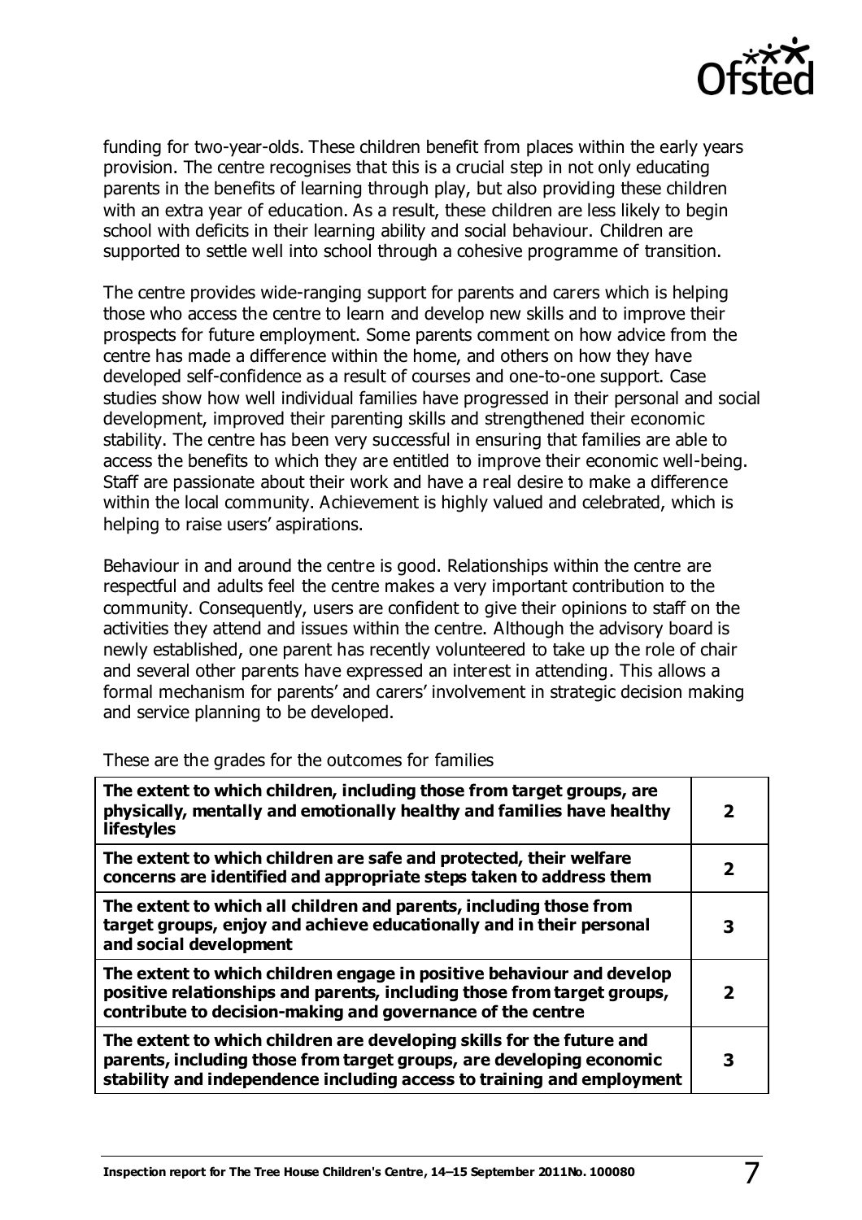funding for two-year-olds. These children benefit from places within the early years provision. The centre recognises that this is a crucial step in not only educating parents in the benefits of learning through play, but also providing these children with an extra year of education. As a result, these children are less likely to begin school with deficits in their learning ability and social behaviour. Children are supported to settle well into school through a cohesive programme of transition.

The centre provides wide-ranging support for parents and carers which is helping those who access the centre to learn and develop new skills and to improve their prospects for future employment. Some parents comment on how advice from the centre has made a difference within the home, and others on how they have developed self-confidence as a result of courses and one-to-one support. Case studies show how well individual families have progressed in their personal and social development, improved their parenting skills and strengthened their economic stability. The centre has been very successful in ensuring that families are able to access the benefits to which they are entitled to improve their economic well-being. Staff are passionate about their work and have a real desire to make a difference within the local community. Achievement is highly valued and celebrated, which is helping to raise users' aspirations.

Behaviour in and around the centre is good. Relationships within the centre are respectful and adults feel the centre makes a very important contribution to the community. Consequently, users are confident to give their opinions to staff on the activities they attend and issues within the centre. Although the advisory board is newly established, one parent has recently volunteered to take up the role of chair and several other parents have expressed an interest in attending. This allows a formal mechanism for parents' and carers' involvement in strategic decision making and service planning to be developed.

These are the grades for the outcomes for families

| | |
|---|---|
| **The extent to which children, including those from target groups, are physically, mentally and emotionally healthy and families have healthy lifestyles** | **2** |
| **The extent to which children are safe and protected, their welfare concerns are identified and appropriate steps taken to address them** | **2** |
| **The extent to which all children and parents, including those from target groups, enjoy and achieve educationally and in their personal and social development** | **3** |
| **The extent to which children engage in positive behaviour and develop positive relationships and parents, including those from target groups, contribute to decision-making and governance of the centre** | **2** |
| **The extent to which children are developing skills for the future and parents, including those from target groups, are developing economic stability and independence including access to training and employment** | **3** |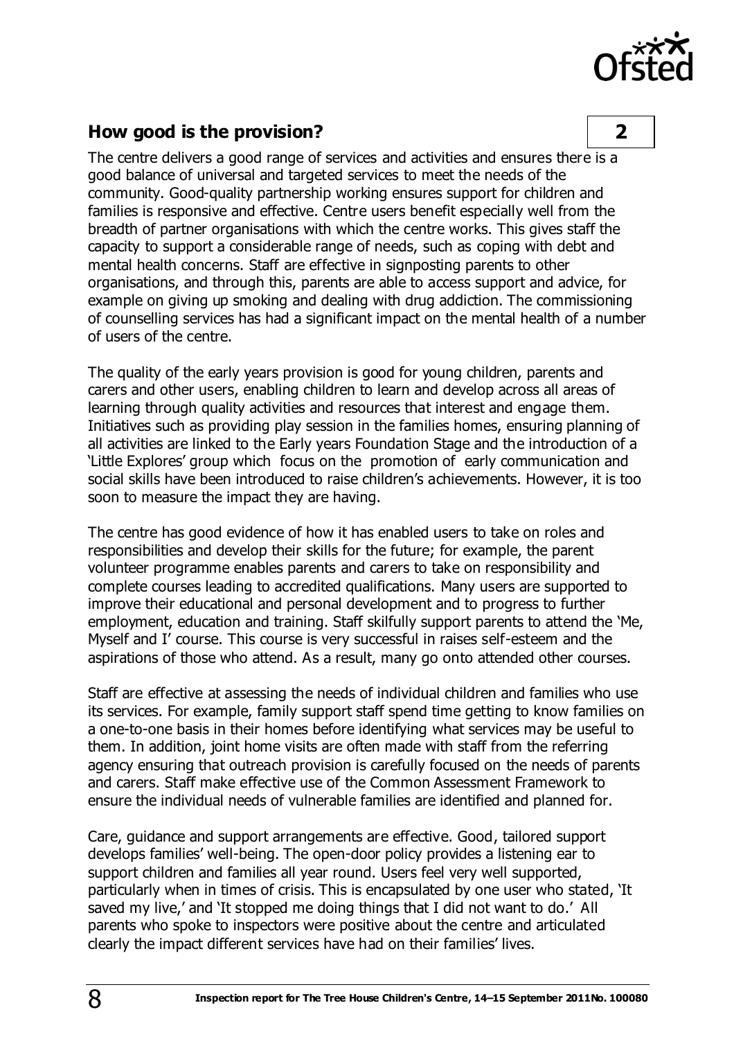## How good is the provision? 2

The centre delivers a good range of services and activities and ensures there is a good balance of universal and targeted services to meet the needs of the community. Good-quality partnership working ensures support for children and families is responsive and effective. Centre users benefit especially well from the breadth of partner organisations with which the centre works. This gives staff the capacity to support a considerable range of needs, such as coping with debt and mental health concerns. Staff are effective in signposting parents to other organisations, and through this, parents are able to access support and advice, for example on giving up smoking and dealing with drug addiction. The commissioning of counselling services has had a significant impact on the mental health of a number of users of the centre.

The quality of the early years provision is good for young children, parents and carers and other users, enabling children to learn and develop across all areas of learning through quality activities and resources that interest and engage them. Initiatives such as providing play session in the families homes, ensuring planning of all activities are linked to the Early years Foundation Stage and the introduction of a 'Little Explores' group which focus on the promotion of early communication and social skills have been introduced to raise children's achievements. However, it is too soon to measure the impact they are having.

The centre has good evidence of how it has enabled users to take on roles and responsibilities and develop their skills for the future; for example, the parent volunteer programme enables parents and carers to take on responsibility and complete courses leading to accredited qualifications. Many users are supported to improve their educational and personal development and to progress to further employment, education and training. Staff skilfully support parents to attend the 'Me, Myself and I' course. This course is very successful in raises self-esteem and the aspirations of those who attend. As a result, many go onto attended other courses.

Staff are effective at assessing the needs of individual children and families who use its services. For example, family support staff spend time getting to know families on a one-to-one basis in their homes before identifying what services may be useful to them. In addition, joint home visits are often made with staff from the referring agency ensuring that outreach provision is carefully focused on the needs of parents and carers. Staff make effective use of the Common Assessment Framework to ensure the individual needs of vulnerable families are identified and planned for.

Care, guidance and support arrangements are effective. Good, tailored support develops families' well-being. The open-door policy provides a listening ear to support children and families all year round. Users feel very well supported, particularly when in times of crisis. This is encapsulated by one user who stated, 'It saved my live,' and 'It stopped me doing things that I did not want to do.' All parents who spoke to inspectors were positive about the centre and articulated clearly the impact different services have had on their families' lives.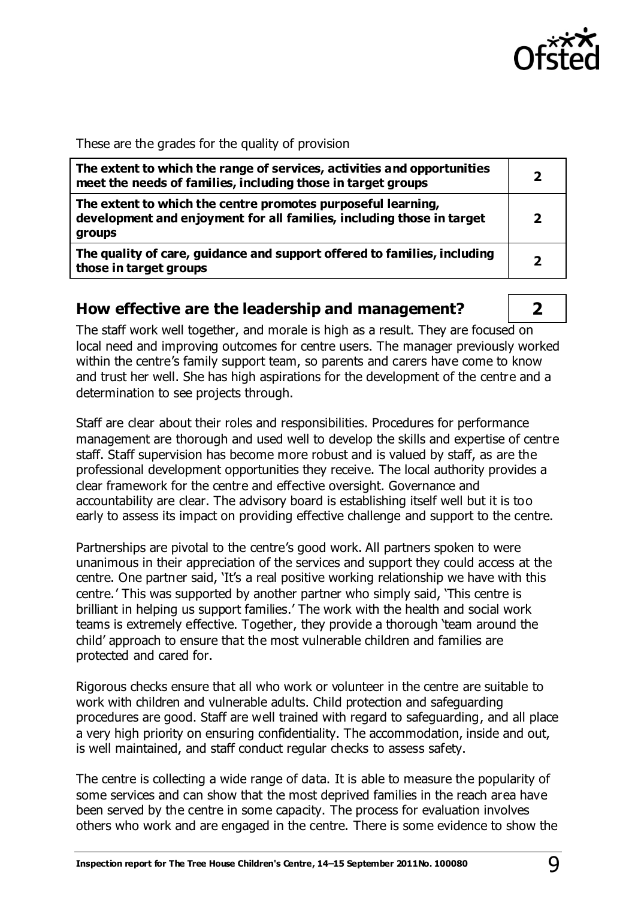These are the grades for the quality of provision

| | |
|---|---|
| **The extent to which the range of services, activities and opportunities meet the needs of families, including those in target groups** | **2** |
| **The extent to which the centre promotes purposeful learning, development and enjoyment for all families, including those in target groups** | **2** |
| **The quality of care, guidance and support offered to families, including those in target groups** | **2** |

## How effective are the leadership and management? **2**

The staff work well together, and morale is high as a result. They are focused on local need and improving outcomes for centre users. The manager previously worked within the centre's family support team, so parents and carers have come to know and trust her well. She has high aspirations for the development of the centre and a determination to see projects through.

Staff are clear about their roles and responsibilities. Procedures for performance management are thorough and used well to develop the skills and expertise of centre staff. Staff supervision has become more robust and is valued by staff, as are the professional development opportunities they receive. The local authority provides a clear framework for the centre and effective oversight. Governance and accountability are clear. The advisory board is establishing itself well but it is too early to assess its impact on providing effective challenge and support to the centre.

Partnerships are pivotal to the centre's good work. All partners spoken to were unanimous in their appreciation of the services and support they could access at the centre. One partner said, 'It's a real positive working relationship we have with this centre.' This was supported by another partner who simply said, 'This centre is brilliant in helping us support families.' The work with the health and social work teams is extremely effective. Together, they provide a thorough 'team around the child' approach to ensure that the most vulnerable children and families are protected and cared for.

Rigorous checks ensure that all who work or volunteer in the centre are suitable to work with children and vulnerable adults. Child protection and safeguarding procedures are good. Staff are well trained with regard to safeguarding, and all place a very high priority on ensuring confidentiality. The accommodation, inside and out, is well maintained, and staff conduct regular checks to assess safety.

The centre is collecting a wide range of data. It is able to measure the popularity of some services and can show that the most deprived families in the reach area have been served by the centre in some capacity. The process for evaluation involves others who work and are engaged in the centre. There is some evidence to show the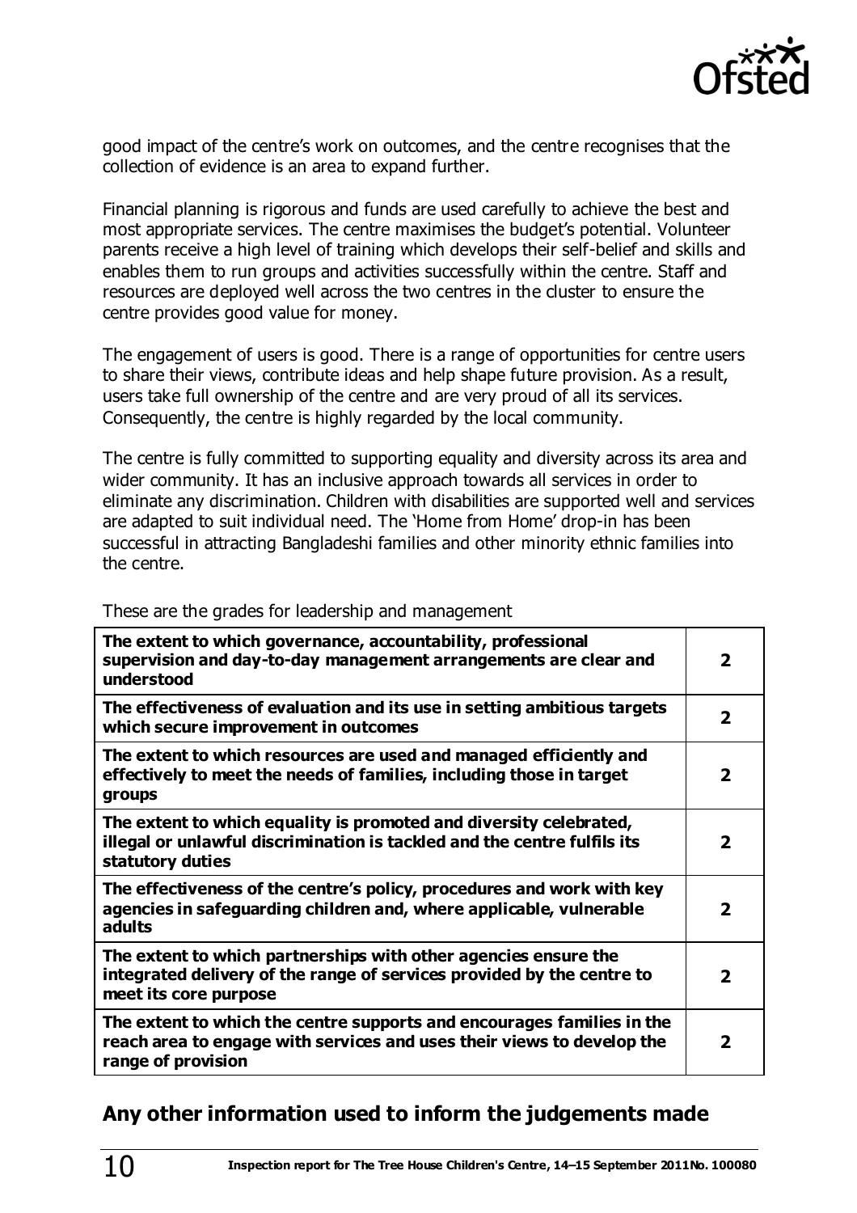good impact of the centre's work on outcomes, and the centre recognises that the collection of evidence is an area to expand further.

Financial planning is rigorous and funds are used carefully to achieve the best and most appropriate services. The centre maximises the budget's potential. Volunteer parents receive a high level of training which develops their self-belief and skills and enables them to run groups and activities successfully within the centre. Staff and resources are deployed well across the two centres in the cluster to ensure the centre provides good value for money.

The engagement of users is good. There is a range of opportunities for centre users to share their views, contribute ideas and help shape future provision. As a result, users take full ownership of the centre and are very proud of all its services. Consequently, the centre is highly regarded by the local community.

The centre is fully committed to supporting equality and diversity across its area and wider community. It has an inclusive approach towards all services in order to eliminate any discrimination. Children with disabilities are supported well and services are adapted to suit individual need. The 'Home from Home' drop-in has been successful in attracting Bangladeshi families and other minority ethnic families into the centre.

These are the grades for leadership and management

| | |
|---|---|
| **The extent to which governance, accountability, professional supervision and day-to-day management arrangements are clear and understood** | **2** |
| **The effectiveness of evaluation and its use in setting ambitious targets which secure improvement in outcomes** | **2** |
| **The extent to which resources are used and managed efficiently and effectively to meet the needs of families, including those in target groups** | **2** |
| **The extent to which equality is promoted and diversity celebrated, illegal or unlawful discrimination is tackled and the centre fulfils its statutory duties** | **2** |
| **The effectiveness of the centre's policy, procedures and work with key agencies in safeguarding children and, where applicable, vulnerable adults** | **2** |
| **The extent to which partnerships with other agencies ensure the integrated delivery of the range of services provided by the centre to meet its core purpose** | **2** |
| **The extent to which the centre supports and encourages families in the reach area to engage with services and uses their views to develop the range of provision** | **2** |

## Any other information used to inform the judgements made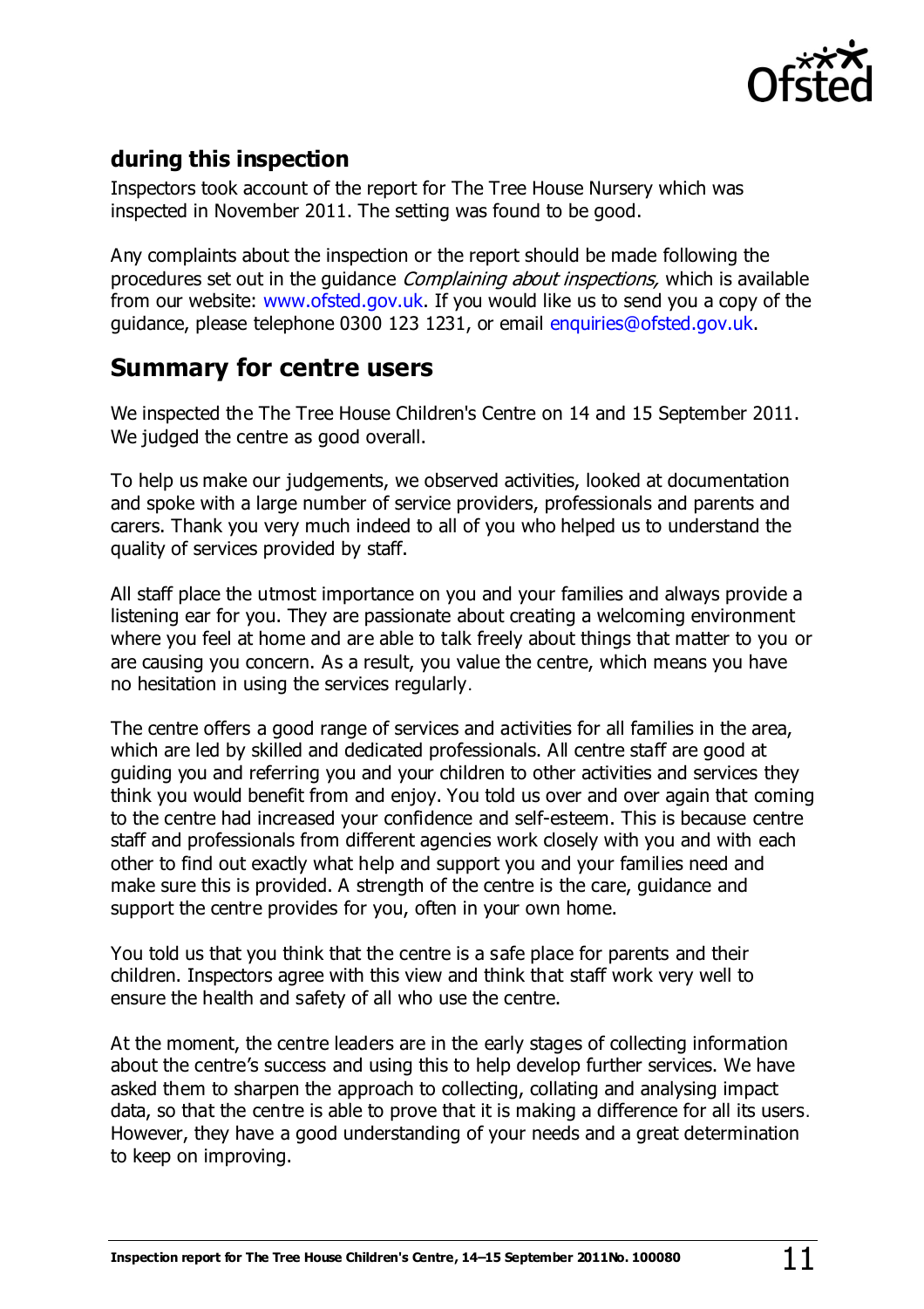### during this inspection

Inspectors took account of the report for The Tree House Nursery which was inspected in November 2011. The setting was found to be good.

Any complaints about the inspection or the report should be made following the procedures set out in the guidance *Complaining about inspections,* which is available from our website: www.ofsted.gov.uk. If you would like us to send you a copy of the guidance, please telephone 0300 123 1231, or email enquiries@ofsted.gov.uk.

## Summary for centre users

We inspected the The Tree House Children's Centre on 14 and 15 September 2011. We judged the centre as good overall.

To help us make our judgements, we observed activities, looked at documentation and spoke with a large number of service providers, professionals and parents and carers. Thank you very much indeed to all of you who helped us to understand the quality of services provided by staff.

All staff place the utmost importance on you and your families and always provide a listening ear for you. They are passionate about creating a welcoming environment where you feel at home and are able to talk freely about things that matter to you or are causing you concern. As a result, you value the centre, which means you have no hesitation in using the services regularly.

The centre offers a good range of services and activities for all families in the area, which are led by skilled and dedicated professionals. All centre staff are good at guiding you and referring you and your children to other activities and services they think you would benefit from and enjoy. You told us over and over again that coming to the centre had increased your confidence and self-esteem. This is because centre staff and professionals from different agencies work closely with you and with each other to find out exactly what help and support you and your families need and make sure this is provided. A strength of the centre is the care, guidance and support the centre provides for you, often in your own home.

You told us that you think that the centre is a safe place for parents and their children. Inspectors agree with this view and think that staff work very well to ensure the health and safety of all who use the centre.

At the moment, the centre leaders are in the early stages of collecting information about the centre's success and using this to help develop further services. We have asked them to sharpen the approach to collecting, collating and analysing impact data, so that the centre is able to prove that it is making a difference for all its users. However, they have a good understanding of your needs and a great determination to keep on improving.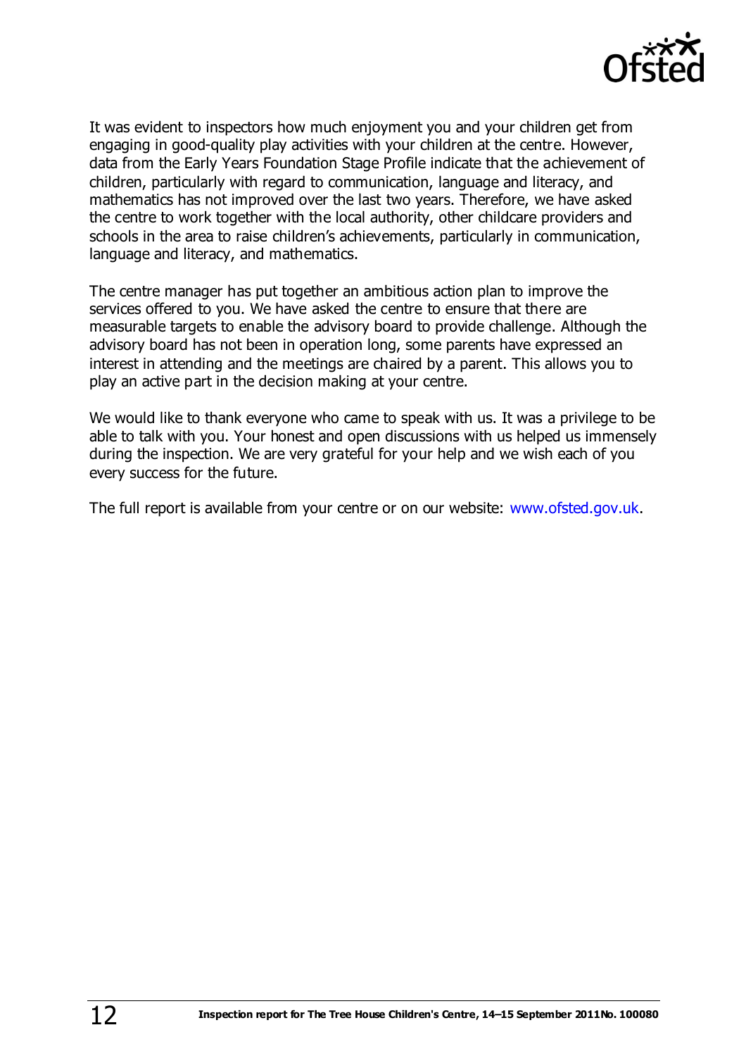It was evident to inspectors how much enjoyment you and your children get from engaging in good-quality play activities with your children at the centre. However, data from the Early Years Foundation Stage Profile indicate that the achievement of children, particularly with regard to communication, language and literacy, and mathematics has not improved over the last two years. Therefore, we have asked the centre to work together with the local authority, other childcare providers and schools in the area to raise children's achievements, particularly in communication, language and literacy, and mathematics.

The centre manager has put together an ambitious action plan to improve the services offered to you. We have asked the centre to ensure that there are measurable targets to enable the advisory board to provide challenge. Although the advisory board has not been in operation long, some parents have expressed an interest in attending and the meetings are chaired by a parent. This allows you to play an active part in the decision making at your centre.

We would like to thank everyone who came to speak with us. It was a privilege to be able to talk with you. Your honest and open discussions with us helped us immensely during the inspection. We are very grateful for your help and we wish each of you every success for the future.

The full report is available from your centre or on our website: www.ofsted.gov.uk.